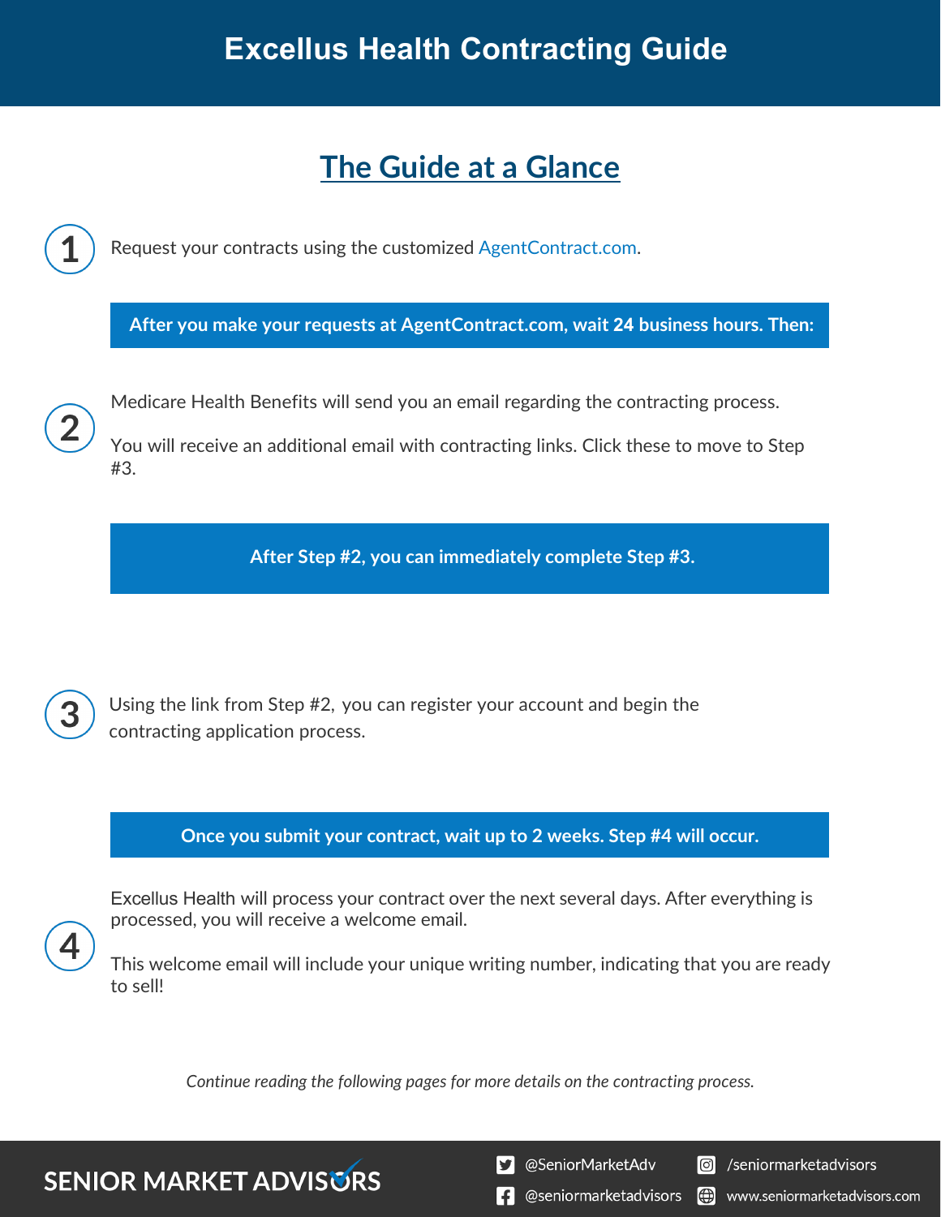# Excellus Health Contracting Guide

## The Guide at a Glance

**1** Request your contracts using the customized AgentContract.com.

**After you make your requests at AgentContract.com, wait 24 business hours. Then:**

**2** Medicare Health Benefits will send you an email regarding the contracting process.

You will receive an additional email with contracting links. Click these to move to Step #3.

**After Step #2, you can immediately complete Step #3.**

**3** Using the link from Step #2, you can register your account and begin the contracting application process.

**Once you submit your contract, wait up to 2 weeks. Step #4 will occur.**

**4** Excellus Health will process your contract over the next several days. After everything is processed, you will receive a welcome email.

This welcome email will include your unique writing number, indicating that you are ready to sell!

*Continue reading the following pages for more details on the contracting process.*

SENIOR MARKET ADVISORS

@SeniorMarketAdv | /seniormarketadvisors | @seniormarketadvisors | www.seniormarketadvisors.com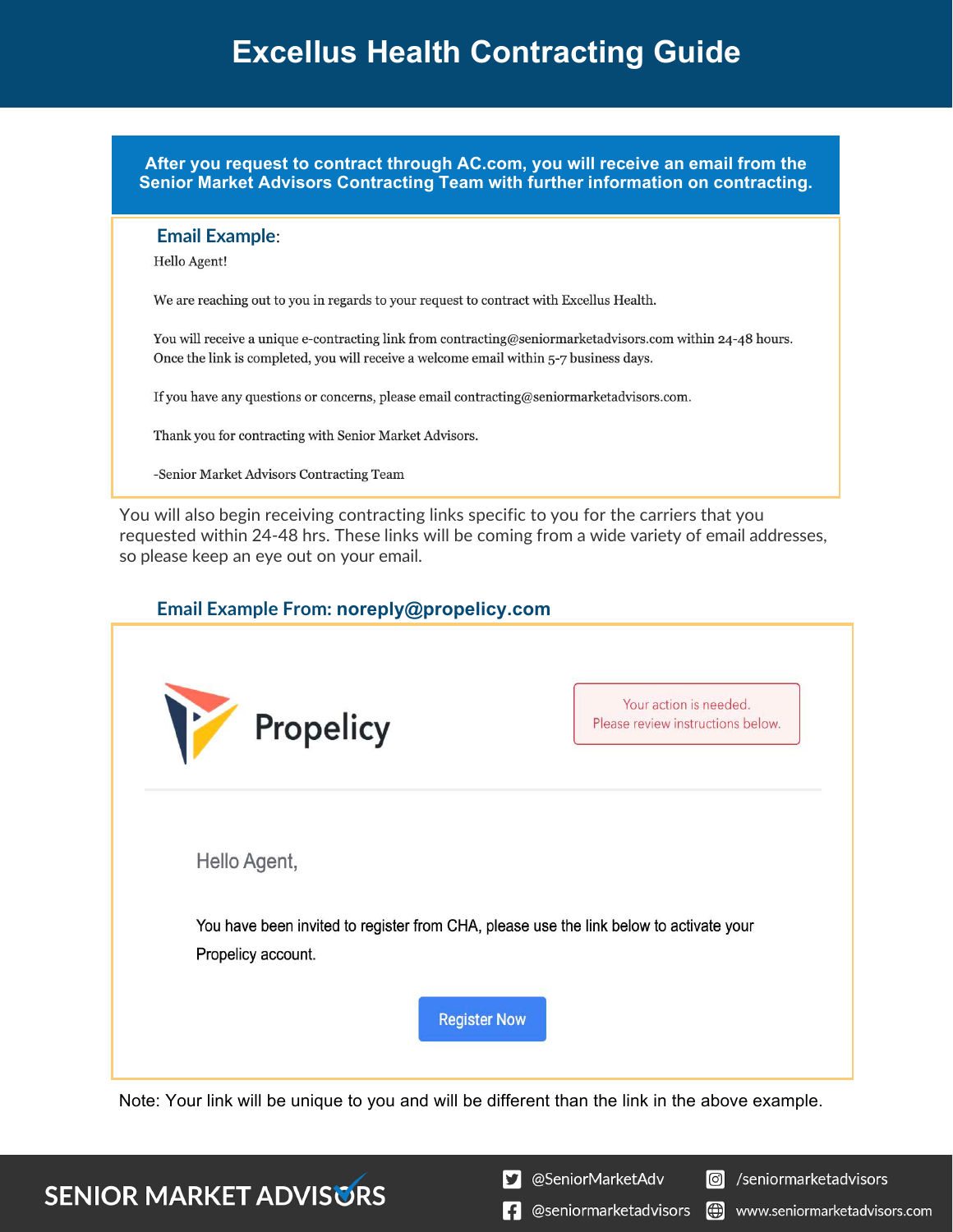# Excellus Health Contracting Guide

**After you request to contract through AC.com, you will receive an email from the Senior Market Advisors Contracting Team with further information on contracting.**

**Email Example:**

Hello Agent!

We are reaching out to you in regards to your request to contract with Excellus Health.

You will receive a unique e-contracting link from contracting@seniormarketadvisors.com within 24-48 hours. Once the link is completed, you will receive a welcome email within 5-7 business days.

If you have any questions or concerns, please email contracting@seniormarketadvisors.com.

Thank you for contracting with Senior Market Advisors.

-Senior Market Advisors Contracting Team

You will also begin receiving contracting links specific to you for the carriers that you requested within 24-48 hrs. These links will be coming from a wide variety of email addresses, so please keep an eye out on your email.

**Email Example From: noreply@propelicy.com**

Propelicy

Your action is needed.
Please review instructions below.

Hello Agent,

You have been invited to register from CHA, please use the link below to activate your Propelicy account.

Register Now

Note: Your link will be unique to you and will be different than the link in the above example.

SENIOR MARKET ADVISORS

@SeniorMarketAdv | /seniormarketadvisors | @seniormarketadvisors | www.seniormarketadvisors.com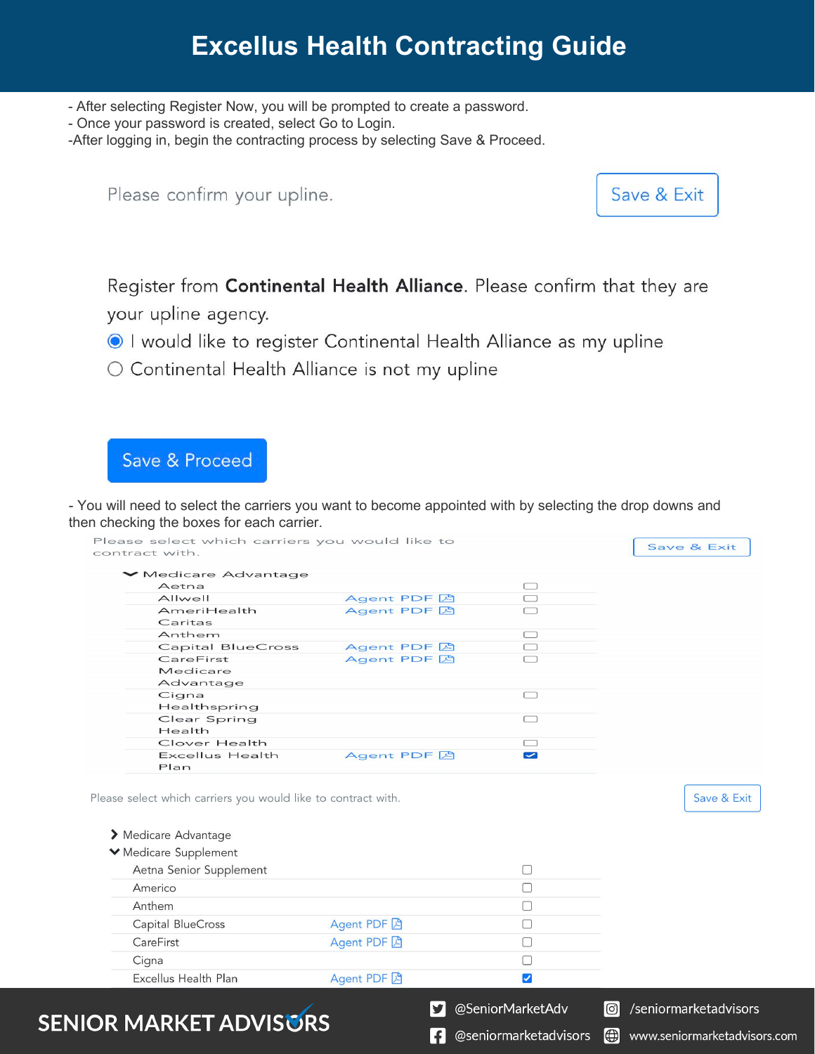# Excellus Health Contracting Guide

- After selecting Register Now, you will be prompted to create a password.
- Once your password is created, select Go to Login.
- After logging in, begin the contracting process by selecting Save & Proceed.

Please confirm your upline.

Save & Exit

Register from **Continental Health Alliance**. Please confirm that they are your upline agency.

- (selected) I would like to register Continental Health Alliance as my upline
- Continental Health Alliance is not my upline

Save & Proceed

- You will need to select the carriers you want to become appointed with by selecting the drop downs and then checking the boxes for each carrier.

Please select which carriers you would like to contract with.

Save & Exit

Medicare Advantage

| Carrier | Agent PDF | Select |
|---|---|---|
| Aetna | | ☐ |
| Allwell | Agent PDF | ☐ |
| AmeriHealth Caritas | Agent PDF | ☐ |
| Anthem | | ☐ |
| Capital BlueCross | Agent PDF | ☐ |
| CareFirst Medicare Advantage | Agent PDF | ☐ |
| Cigna Healthspring | | ☐ |
| Clear Spring Health | | ☐ |
| Clover Health | | ☐ |
| Excellus Health Plan | Agent PDF | ☑ |

Please select which carriers you would like to contract with.

Save & Exit

Medicare Advantage

Medicare Supplement

| Carrier | Agent PDF | Select |
|---|---|---|
| Aetna Senior Supplement | | ☐ |
| Americo | | ☐ |
| Anthem | | ☐ |
| Capital BlueCross | Agent PDF | ☐ |
| CareFirst | Agent PDF | ☐ |
| Cigna | | ☐ |
| Excellus Health Plan | Agent PDF | ☑ |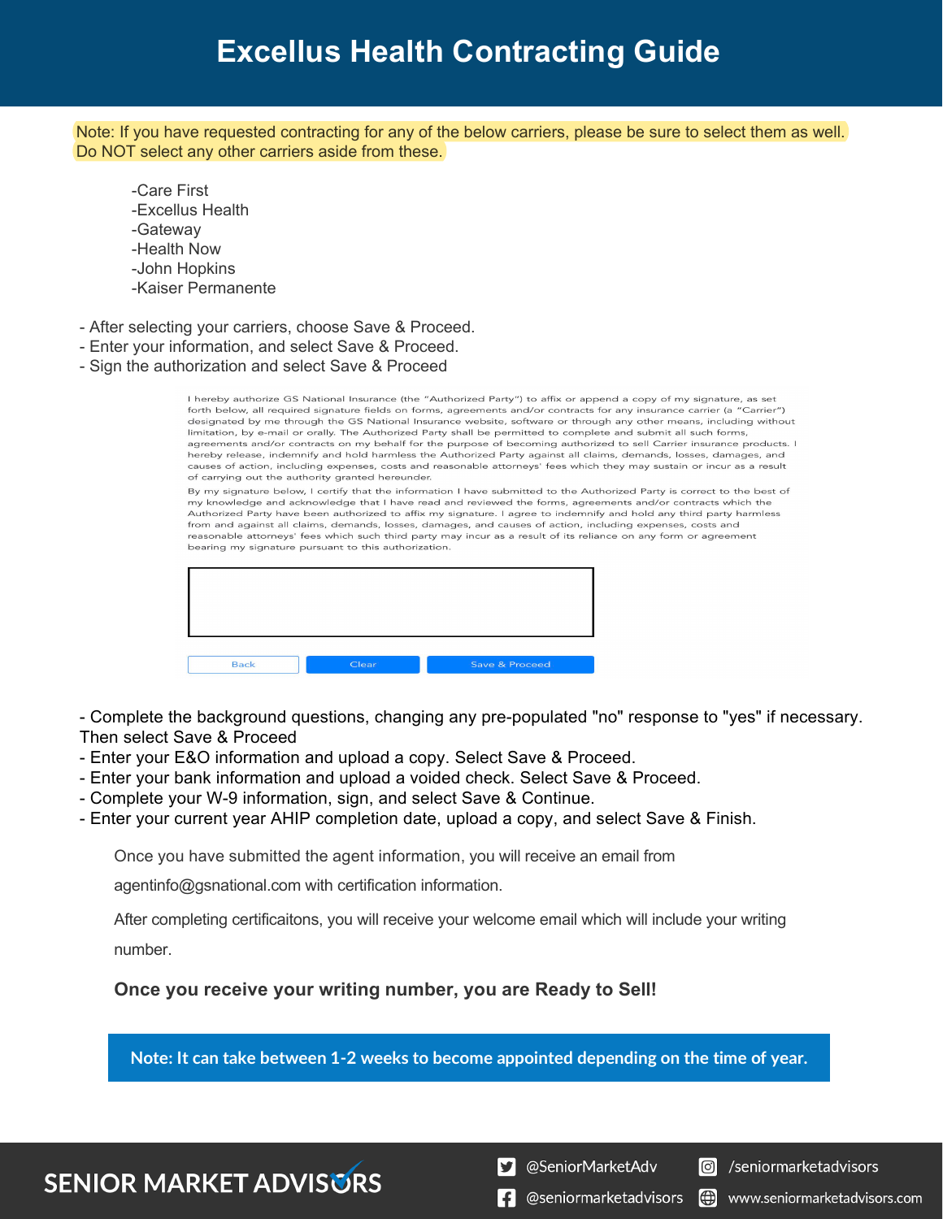# Excellus Health Contracting Guide

Note: If you have requested contracting for any of the below carriers, please be sure to select them as well. Do NOT select any other carriers aside from these.

- Care First
- Excellus Health
- Gateway
- Health Now
- John Hopkins
- Kaiser Permanente

- After selecting your carriers, choose Save & Proceed.
- Enter your information, and select Save & Proceed.
- Sign the authorization and select Save & Proceed

I hereby authorize GS National Insurance (the "Authorized Party") to affix or append a copy of my signature, as set forth below, all required signature fields on forms, agreements and/or contracts for any insurance carrier (a "Carrier") designated by me through the GS National Insurance website, software or through any other means, including without limitation, by e-mail or orally. The Authorized Party shall be permitted to complete and submit all such forms, agreements and/or contracts on my behalf for the purpose of becoming authorized to sell Carrier insurance products. I hereby release, indemnify and hold harmless the Authorized Party against all claims, demands, losses, damages, and causes of action, including expenses, costs and reasonable attorneys' fees which they may sustain or incur as a result of carrying out the authority granted hereunder.

By my signature below, I certify that the information I have submitted to the Authorized Party is correct to the best of my knowledge and acknowledge that I have read and reviewed the forms, agreements and/or contracts which the Authorized Party have been authorized to affix my signature. I agree to indemnify and hold any third party harmless from and against all claims, demands, losses, damages, and causes of action, including expenses, costs and reasonable attorneys' fees which such third party may incur as a result of its reliance on any form or agreement bearing my signature pursuant to this authorization.

Back | Clear | Save & Proceed

- Complete the background questions, changing any pre-populated "no" response to "yes" if necessary. Then select Save & Proceed
- Enter your E&O information and upload a copy. Select Save & Proceed.
- Enter your bank information and upload a voided check. Select Save & Proceed.
- Complete your W-9 information, sign, and select Save & Continue.
- Enter your current year AHIP completion date, upload a copy, and select Save & Finish.

Once you have submitted the agent information, you will receive an email from agentinfo@gsnational.com with certification information.

After completing certificaitons, you will receive your welcome email which will include your writing number.

**Once you receive your writing number, you are Ready to Sell!**

**Note: It can take between 1-2 weeks to become appointed depending on the time of year.**

SENIOR MARKET ADVISORS

@SeniorMarketAdv | /seniormarketadvisors | @seniormarketadvisors | www.seniormarketadvisors.com